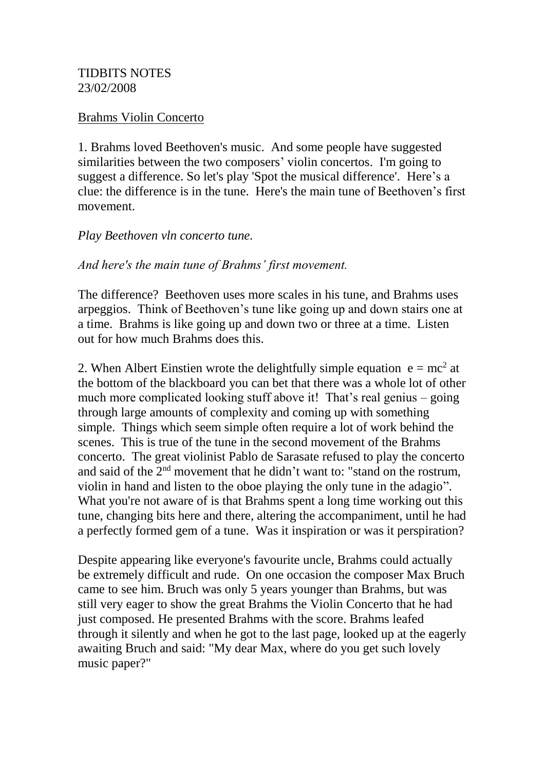TIDBITS NOTES
23/02/2008

<u>Brahms Violin Concerto</u>

1. Brahms loved Beethoven's music. And some people have suggested similarities between the two composers' violin concertos. I'm going to suggest a difference. So let's play 'Spot the musical difference'. Here's a clue: the difference is in the tune. Here's the main tune of Beethoven's first movement.

*Play Beethoven vln concerto tune.*

*And here's the main tune of Brahms' first movement.*

The difference? Beethoven uses more scales in his tune, and Brahms uses arpeggios. Think of Beethoven's tune like going up and down stairs one at a time. Brahms is like going up and down two or three at a time. Listen out for how much Brahms does this.

2. When Albert Einstien wrote the delightfully simple equation $e = mc^2$ at the bottom of the blackboard you can bet that there was a whole lot of other much more complicated looking stuff above it! That's real genius – going through large amounts of complexity and coming up with something simple. Things which seem simple often require a lot of work behind the scenes. This is true of the tune in the second movement of the Brahms concerto. The great violinist Pablo de Sarasate refused to play the concerto and said of the 2nd movement that he didn't want to: "stand on the rostrum, violin in hand and listen to the oboe playing the only tune in the adagio". What you're not aware of is that Brahms spent a long time working out this tune, changing bits here and there, altering the accompaniment, until he had a perfectly formed gem of a tune. Was it inspiration or was it perspiration?

Despite appearing like everyone's favourite uncle, Brahms could actually be extremely difficult and rude. On one occasion the composer Max Bruch came to see him. Bruch was only 5 years younger than Brahms, but was still very eager to show the great Brahms the Violin Concerto that he had just composed. He presented Brahms with the score. Brahms leafed through it silently and when he got to the last page, looked up at the eagerly awaiting Bruch and said: "My dear Max, where do you get such lovely music paper?"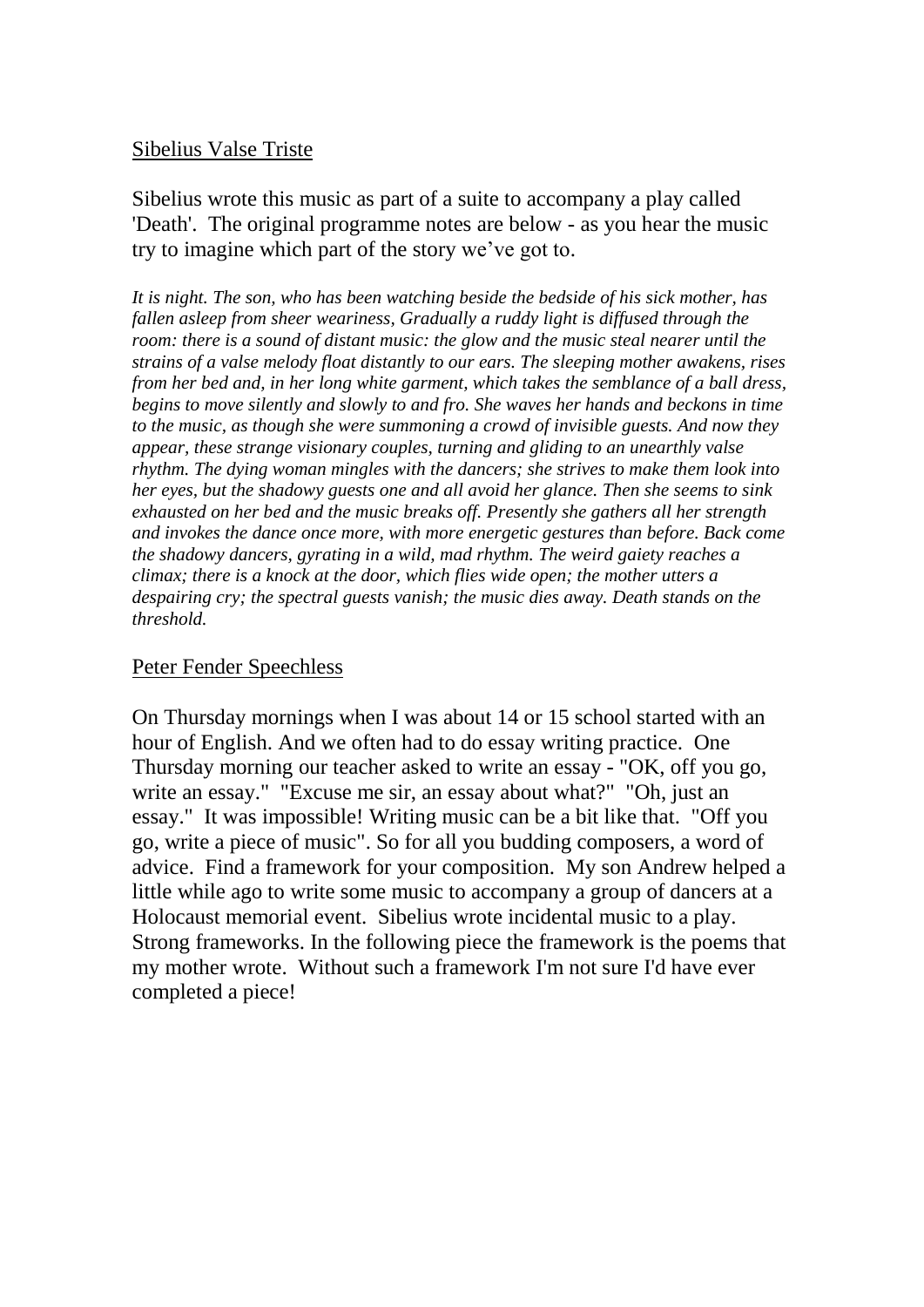## Sibelius Valse Triste

Sibelius wrote this music as part of a suite to accompany a play called 'Death'. The original programme notes are below - as you hear the music try to imagine which part of the story we've got to.

*It is night. The son, who has been watching beside the bedside of his sick mother, has fallen asleep from sheer weariness, Gradually a ruddy light is diffused through the room: there is a sound of distant music: the glow and the music steal nearer until the strains of a valse melody float distantly to our ears. The sleeping mother awakens, rises from her bed and, in her long white garment, which takes the semblance of a ball dress, begins to move silently and slowly to and fro. She waves her hands and beckons in time to the music, as though she were summoning a crowd of invisible guests. And now they appear, these strange visionary couples, turning and gliding to an unearthly valse rhythm. The dying woman mingles with the dancers; she strives to make them look into her eyes, but the shadowy guests one and all avoid her glance. Then she seems to sink exhausted on her bed and the music breaks off. Presently she gathers all her strength and invokes the dance once more, with more energetic gestures than before. Back come the shadowy dancers, gyrating in a wild, mad rhythm. The weird gaiety reaches a climax; there is a knock at the door, which flies wide open; the mother utters a despairing cry; the spectral guests vanish; the music dies away. Death stands on the threshold.*

## Peter Fender Speechless

On Thursday mornings when I was about 14 or 15 school started with an hour of English. And we often had to do essay writing practice. One Thursday morning our teacher asked to write an essay - "OK, off you go, write an essay." "Excuse me sir, an essay about what?" "Oh, just an essay." It was impossible! Writing music can be a bit like that. "Off you go, write a piece of music". So for all you budding composers, a word of advice. Find a framework for your composition. My son Andrew helped a little while ago to write some music to accompany a group of dancers at a Holocaust memorial event. Sibelius wrote incidental music to a play. Strong frameworks. In the following piece the framework is the poems that my mother wrote. Without such a framework I'm not sure I'd have ever completed a piece!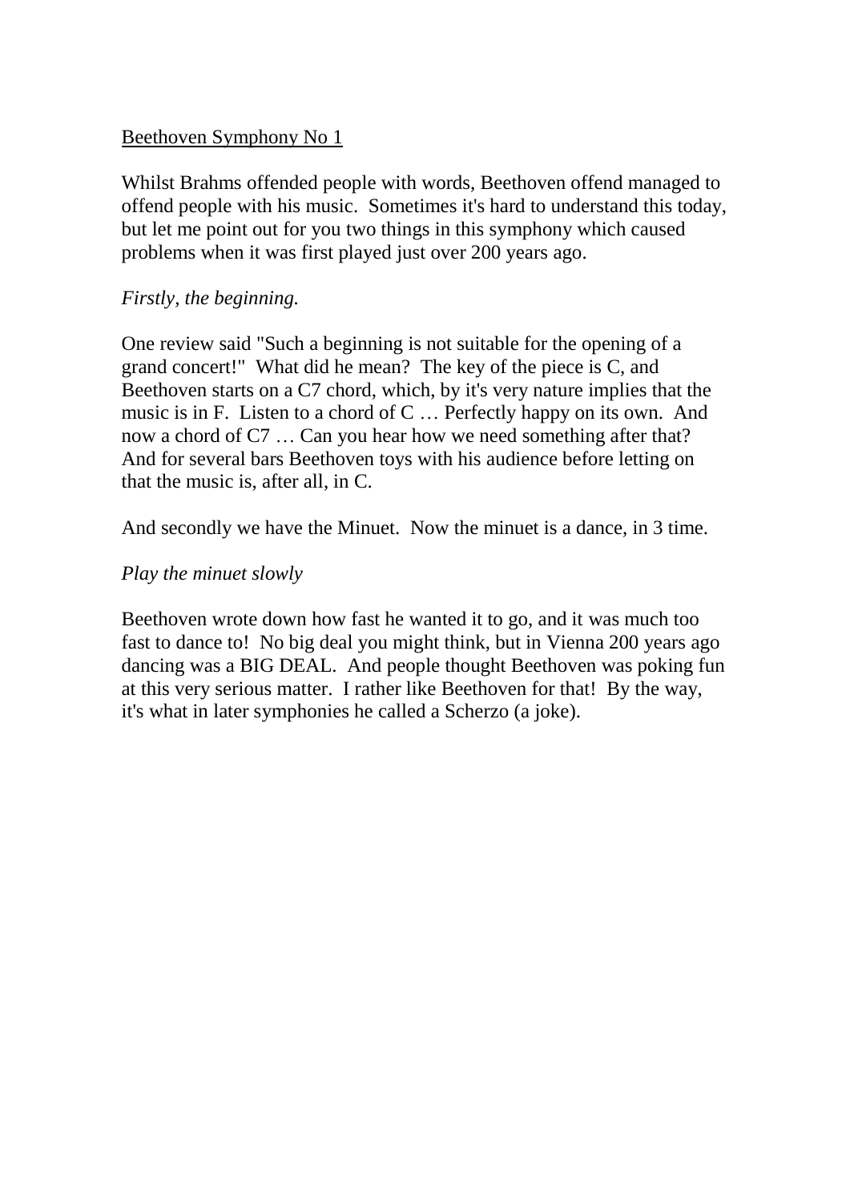<u>Beethoven Symphony No 1</u>

Whilst Brahms offended people with words, Beethoven offend managed to offend people with his music. Sometimes it's hard to understand this today, but let me point out for you two things in this symphony which caused problems when it was first played just over 200 years ago.

*Firstly, the beginning.*

One review said "Such a beginning is not suitable for the opening of a grand concert!" What did he mean? The key of the piece is C, and Beethoven starts on a C7 chord, which, by it's very nature implies that the music is in F. Listen to a chord of C … Perfectly happy on its own. And now a chord of C7 … Can you hear how we need something after that? And for several bars Beethoven toys with his audience before letting on that the music is, after all, in C.

And secondly we have the Minuet. Now the minuet is a dance, in 3 time.

*Play the minuet slowly*

Beethoven wrote down how fast he wanted it to go, and it was much too fast to dance to! No big deal you might think, but in Vienna 200 years ago dancing was a BIG DEAL. And people thought Beethoven was poking fun at this very serious matter. I rather like Beethoven for that! By the way, it's what in later symphonies he called a Scherzo (a joke).